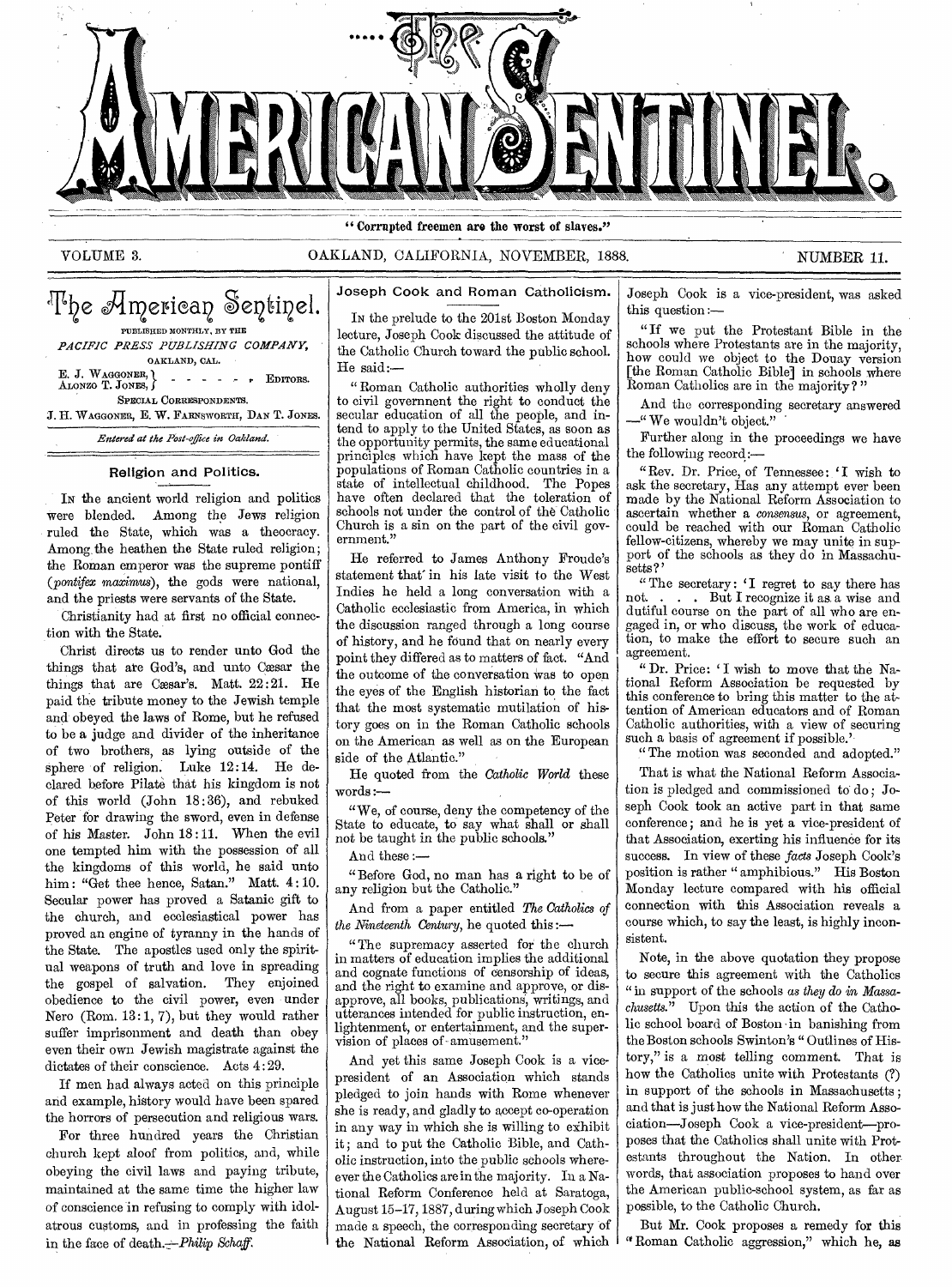# The American Sentinel.

"Corrupted freemen are the worst of slaves."

VOLUME 3. OAKLAND, CALIFORNIA, NOVEMBER, 1888. NUMBER 11.

## The American Sentinel.

PUBLISHED MONTHLY, BY THE

*PACIFIC PRESS PUBLISHING COMPANY,*

OAKLAND, CAL.

E. J. WAGGONER, ALONZO T. JONES, — EDITORS.

SPECIAL CORRESPONDENTS.

J. H. WAGGONER, E. W. FARNSWORTH, DAN T. JONES.

*Entered at the Post-office in Oakland.*

### Religion and Politics.

IN the ancient world religion and politics were blended. Among the Jews religion ruled the State, which was a theocracy. Among the heathen the State ruled religion; the Roman emperor was the supreme pontiff (*pontifex maximus*), the gods were national, and the priests were servants of the State.

Christianity had at first no official connection with the State.

Christ directs us to render unto God the things that are God's, and unto Cæsar the things that are Cæsar's. Matt. 22:21. He paid the tribute money to the Jewish temple and obeyed the laws of Rome, but he refused to be a judge and divider of the inheritance of two brothers, as lying outside of the sphere of religion. Luke 12:14. He declared before Pilate that his kingdom is not of this world (John 18:36), and rebuked Peter for drawing the sword, even in defense of his Master. John 18:11. When the evil one tempted him with the possession of all the kingdoms of this world, he said unto him: "Get thee hence, Satan." Matt. 4:10. Secular power has proved a Satanic gift to the church, and ecclesiastical power has proved an engine of tyranny in the hands of the State. The apostles used only the spiritual weapons of truth and love in spreading the gospel of salvation. They enjoined obedience to the civil power, even under Nero (Rom. 13:1, 7), but they would rather suffer imprisonment and death than obey even their own Jewish magistrate against the dictates of their conscience. Acts 4:29.

If men had always acted on this principle and example, history would have been spared the horrors of persecution and religious wars.

For three hundred years the Christian church kept aloof from politics, and, while obeying the civil laws and paying tribute, maintained at the same time the higher law of conscience in refusing to comply with idolatrous customs, and in professing the faith in the face of death.—*Philip Schaff.*

### Joseph Cook and Roman Catholicism.

IN the prelude to the 201st Boston Monday lecture, Joseph Cook discussed the attitude of the Catholic Church toward the public school. He said:—

"Roman Catholic authorities wholly deny to civil government the right to conduct the secular education of all the people, and intend to apply to the United States, as soon as the opportunity permits, the same educational principles which have kept the mass of the populations of Roman Catholic countries in a state of intellectual childhood. The Popes have often declared that the toleration of schools not under the control of the Catholic Church is a sin on the part of the civil government."

He referred to James Anthony Froude's statement that in his late visit to the West Indies he held a long conversation with a Catholic ecclesiastic from America, in which the discussion ranged through a long course of history, and he found that on nearly every point they differed as to matters of fact. "And the outcome of the conversation was to open the eyes of the English historian to the fact that the most systematic mutilation of history goes on in the Roman Catholic schools on the American as well as on the European side of the Atlantic."

He quoted from the *Catholic World* these words:—

"We, of course, deny the competency of the State to educate, to say what shall or shall not be taught in the public schools."

And these:—

"Before God, no man has a right to be of any religion but the Catholic."

And from a paper entitled *The Catholics of the Nineteenth Century*, he quoted this:—

"The supremacy asserted for the church in matters of education implies the additional and cognate functions of censorship of ideas, and the right to examine and approve, or disapprove, all books, publications, writings, and utterances intended for public instruction, enlightenment, or entertainment, and the supervision of places of amusement."

And yet this same Joseph Cook is a vice-president of an Association which stands pledged to join hands with Rome whenever she is ready, and gladly to accept co-operation in any way in which she is willing to exhibit it; and to put the Catholic Bible, and Catholic instruction, into the public schools wherever the Catholics are in the majority. In a National Reform Conference held at Saratoga, August 15-17, 1887, during which Joseph Cook made a speech, the corresponding secretary of the National Reform Association, of which Joseph Cook is a vice-president, was asked this question:—

"If we put the Protestant Bible in the schools where Protestants are in the majority, how could we object to the Douay version [the Roman Catholic Bible] in schools where Roman Catholics are in the majority?"

And the corresponding secretary answered—"We wouldn't object."

Further along in the proceedings we have the following record:—

"Rev. Dr. Price, of Tennessee: 'I wish to ask the secretary, Has any attempt ever been made by the National Reform Association to ascertain whether a *consensus*, or agreement, could be reached with our Roman Catholic fellow-citizens, whereby we may unite in support of the schools as they do in Massachusetts?'

"The secretary: 'I regret to say there has not. . . . But I recognize it as a wise and dutiful course on the part of all who are engaged in, or who discuss, the work of education, to make the effort to secure such an agreement.

"Dr. Price: 'I wish to move that the National Reform Association be requested by this conference to bring this matter to the attention of American educators and of Roman Catholic authorities, with a view of securing such a basis of agreement if possible.'

"The motion was seconded and adopted."

That is what the National Reform Association is pledged and commissioned to do; Joseph Cook took an active part in that same conference; and he is yet a vice-president of that Association, exerting his influence for its success. In view of these *facts* Joseph Cook's position is rather "amphibious." His Boston Monday lecture compared with his official connection with this Association reveals a course which, to say the least, is highly inconsistent.

Note, in the above quotation they propose to secure this agreement with the Catholics "in support of the schools *as they do in Massachusetts.*" Upon this the action of the Catholic school board of Boston in banishing from the Boston schools Swinton's "Outlines of History," is a most telling comment. That is how the Catholics unite with Protestants (?) in support of the schools in Massachusetts; and that is just how the National Reform Association—Joseph Cook a vice-president—proposes that the Catholics shall unite with Protestants throughout the Nation. In other words, that association proposes to hand over the American public-school system, as far as possible, to the Catholic Church.

But Mr. Cook proposes a remedy for this "Roman Catholic aggression," which he, as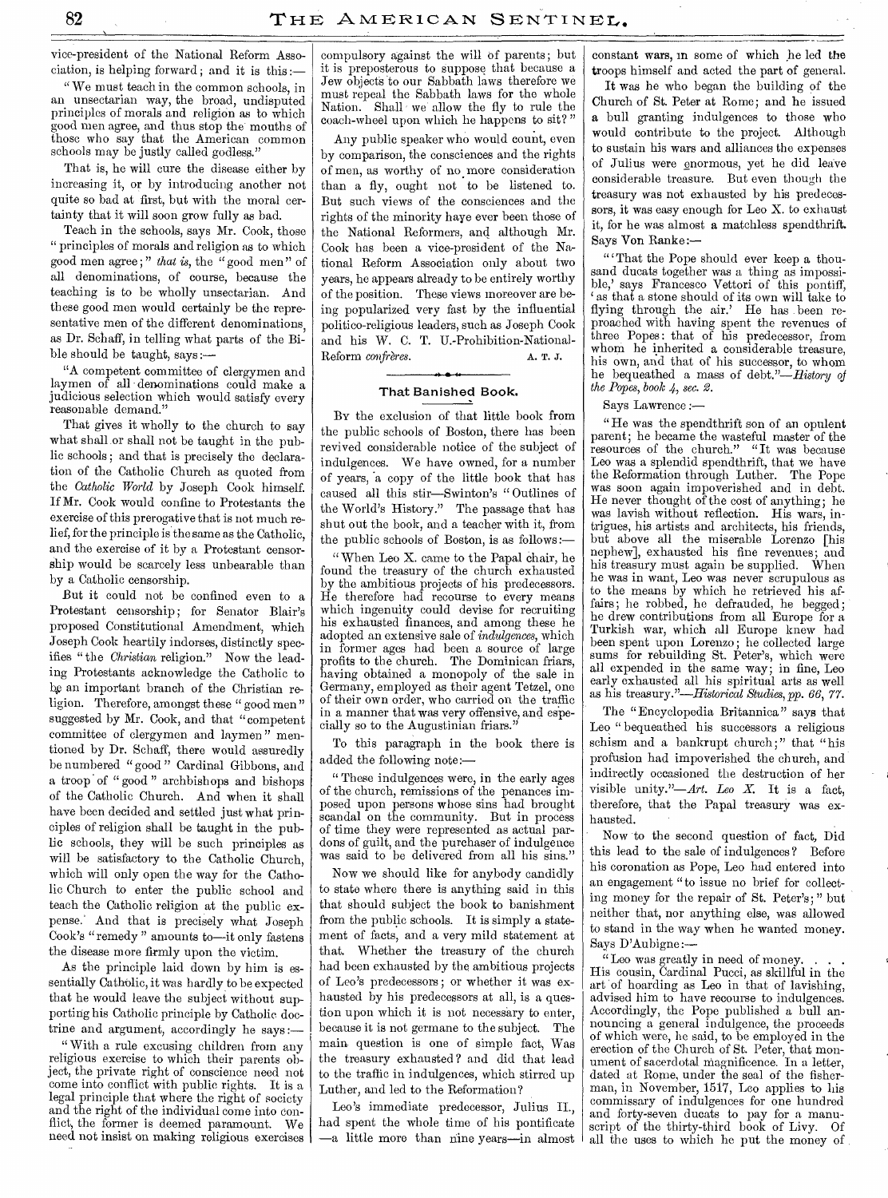vice-president of the National Reform Association, is helping forward; and it is this:—

"We must teach in the common schools, in an unsectarian way, the broad, undisputed principles of morals and religion as to which good men agree, and thus stop the mouths of those who say that the American common schools may be justly called godless."

That is, he will cure the disease either by increasing it, or by introducing another not quite so bad at first, but with the moral certainty that it will soon grow fully as bad.

Teach in the schools, says Mr. Cook, those "principles of morals and religion as to which good men agree;" *that is*, the "good men" of all denominations, of course, because the teaching is to be wholly unsectarian. And these good men would certainly be the representative men of the different denominations, as Dr. Schaff, in telling what parts of the Bible should be taught, says:—

"A competent committee of clergymen and laymen of all denominations could make a judicious selection which would satisfy every reasonable demand."

That gives it wholly to the church to say what shall or shall not be taught in the public schools; and that is precisely the declaration of the Catholic Church as quoted from the *Catholic World* by Joseph Cook himself. If Mr. Cook would confine to Protestants the exercise of this prerogative that is not much relief, for the principle is the same as the Catholic, and the exercise of it by a Protestant censorship would be scarcely less unbearable than by a Catholic censorship.

But it could not be confined even to a Protestant censorship; for Senator Blair's proposed Constitutional Amendment, which Joseph Cook heartily indorses, distinctly specifies "the *Christian* religion." Now the leading Protestants acknowledge the Catholic to be an important branch of the Christian religion. Therefore, amongst these "good men" suggested by Mr. Cook, and that "competent committee of clergymen and laymen" mentioned by Dr. Schaff, there would assuredly be numbered "good" Cardinal Gibbons, and a troop of "good" archbishops and bishops of the Catholic Church. And when it shall have been decided and settled just what principles of religion shall be taught in the public schools, they will be such principles as will be satisfactory to the Catholic Church, which will only open the way for the Catholic Church to enter the public school and teach the Catholic religion at the public expense. And that is precisely what Joseph Cook's "remedy" amounts to—it only fastens the disease more firmly upon the victim.

As the principle laid down by him is essentially Catholic, it was hardly to be expected that he would leave the subject without supporting his Catholic principle by Catholic doctrine and argument, accordingly he says:—

"With a rule excusing children from any religious exercise to which their parents object, the private right of conscience need not come into conflict with public rights. It is a legal principle that where the right of society and the right of the individual come into conflict, the former is deemed paramount. We need not insist on making religious exercises compulsory against the will of parents; but it is preposterous to suppose that because a Jew objects to our Sabbath laws therefore we must repeal the Sabbath laws for the whole Nation. Shall we allow the fly to rule the coach-wheel upon which he happens to sit?"

Any public speaker who would count, even by comparison, the consciences and the rights of men, as worthy of no more consideration than a fly, ought not to be listened to. But such views of the consciences and the rights of the minority have ever been those of the National Reformers, and although Mr. Cook has been a vice-president of the National Reform Association only about two years, he appears already to be entirely worthy of the position. These views moreover are being popularized very fast by the influential politico-religious leaders, such as Joseph Cook and his W. C. T. U.-Prohibition-National-Reform *confrères*.

A. T. J.

## That Banished Book.

By the exclusion of that little book from the public schools of Boston, there has been revived considerable notice of the subject of indulgences. We have owned, for a number of years, a copy of the little book that has caused all this stir—Swinton's "Outlines of the World's History." The passage that has shut out the book, and a teacher with it, from the public schools of Boston, is as follows:—

"When Leo X. came to the Papal chair, he found the treasury of the church exhausted by the ambitious projects of his predecessors. He therefore had recourse to every means which ingenuity could devise for recruiting his exhausted finances, and among these he adopted an extensive sale of *indulgences*, which in former ages had been a source of large profits to the church. The Dominican friars, having obtained a monopoly of the sale in Germany, employed as their agent Tetzel, one of their own order, who carried on the traffic in a manner that was very offensive, and especially so to the Augustinian friars."

To this paragraph in the book there is added the following note:—

"These indulgences were, in the early ages of the church, remissions of the penances imposed upon persons whose sins had brought scandal on the community. But in process of time they were represented as actual pardons of guilt, and the purchaser of indulgence was said to be delivered from all his sins."

Now we should like for anybody candidly to state where there is anything said in this that should subject the book to banishment from the public schools. It is simply a statement of facts, and a very mild statement at that. Whether the treasury of the church had been exhausted by the ambitious projects of Leo's predecessors; or whether it was exhausted by his predecessors at all, is a question upon which it is not necessary to enter, because it is not germane to the subject. The main question is one of simple fact, Was the treasury exhausted? and did that lead to the traffic in indulgences, which stirred up Luther, and led to the Reformation?

Leo's immediate predecessor, Julius II., had spent the whole time of his pontificate—a little more than nine years—in almost constant wars, in some of which he led the troops himself and acted the part of general.

It was he who began the building of the Church of St. Peter at Rome; and he issued a bull granting indulgences to those who would contribute to the project. Although to sustain his wars and alliances the expenses of Julius were enormous, yet he did leave considerable treasure. But even though the treasury was not exhausted by his predecessors, it was easy enough for Leo X. to exhaust it, for he was almost a matchless spendthrift. Says Von Ranke:—

"'That the Pope should ever keep a thousand ducats together was a thing as impossible,' says Francesco Vettori of this pontiff, 'as that a stone should of its own will take to flying through the air.' He has been reproached with having spent the revenues of three Popes: that of his predecessor, from whom he inherited a considerable treasure, his own, and that of his successor, to whom he bequeathed a mass of debt."—*History of the Popes, book 4, sec. 2.*

Says Lawrence:—

"He was the spendthrift son of an opulent parent; he became the wasteful master of the resources of the church." "It was because Leo was a splendid spendthrift, that we have the Reformation through Luther. The Pope was soon again impoverished and in debt. He never thought of the cost of anything; he was lavish without reflection. His wars, intrigues, his artists and architects, his friends, but above all the miserable Lorenzo [his nephew], exhausted his fine revenues; and his treasury must again be supplied. When he was in want, Leo was never scrupulous as to the means by which he retrieved his affairs; he robbed, he defrauded, he begged; he drew contributions from all Europe for a Turkish war, which all Europe knew had been spent upon Lorenzo; he collected large sums for rebuilding St. Peter's, which were all expended in the same way; in fine, Leo early exhausted all his spiritual arts as well as his treasury."—*Historical Studies, pp. 66, 77.*

The "Encyclopedia Britannica" says that Leo "bequeathed his successors a religious schism and a bankrupt church;" that "his profusion had impoverished the church, and indirectly occasioned the destruction of her visible unity."—*Art. Leo X.* It is a fact, therefore, that the Papal treasury was exhausted.

Now to the second question of fact, Did this lead to the sale of indulgences? Before his coronation as Pope, Leo had entered into an engagement "to issue no brief for collecting money for the repair of St. Peter's;" but neither that, nor anything else, was allowed to stand in the way when he wanted money. Says D'Aubigne:—

"Leo was greatly in need of money. . . . His cousin, Cardinal Pucci, as skillful in the art of hoarding as Leo in that of lavishing, advised him to have recourse to indulgences. Accordingly, the Pope published a bull announcing a general indulgence, the proceeds of which were, he said, to be employed in the erection of the Church of St. Peter, that monument of sacerdotal magnificence. In a letter, dated at Rome, under the seal of the fisherman, in November, 1517, Leo applies to his commissary of indulgences for one hundred and forty-seven ducats to pay for a manuscript of the thirty-third book of Livy. Of all the uses to which he put the money of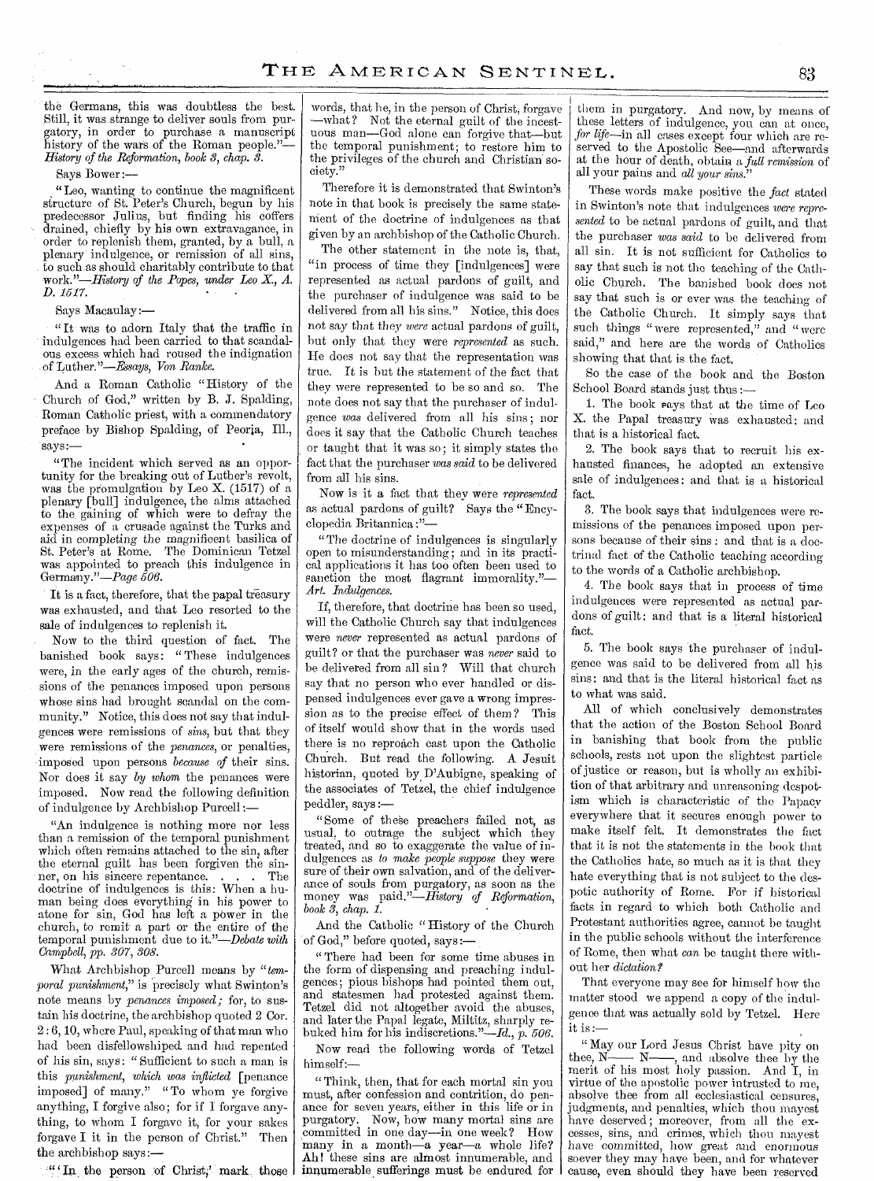the Germans, this was doubtless the best. Still, it was strange to deliver souls from purgatory, in order to purchase a manuscript history of the wars of the Roman people."—*History of the Reformation, book 3, chap. 3.*

Says Bower:—

"Leo, wanting to continue the magnificent structure of St. Peter's Church, begun by his predecessor Julius, but finding his coffers drained, chiefly by his own extravagance, in order to replenish them, granted, by a bull, a plenary indulgence, or remission of all sins, to such as should charitably contribute to that work."—*History of the Popes, under Leo X., A. D. 1517.*

Says Macaulay:—

"It was to adorn Italy that the traffic in indulgences had been carried to that scandalous excess which had roused the indignation of Luther."—*Essays, Von Ranke.*

And a Roman Catholic "History of the Church of God," written by B. J. Spalding, Roman Catholic priest, with a commendatory preface by Bishop Spalding, of Peoria, Ill., says:—

"The incident which served as an opportunity for the breaking out of Luther's revolt, was the promulgation by Leo X. (1517) of a plenary [bull] indulgence, the alms attached to the gaining of which were to defray the expenses of a crusade against the Turks and aid in completing the magnificent basilica of St. Peter's at Rome. The Dominican Tetzel was appointed to preach this indulgence in Germany."—*Page 506.*

It is a fact, therefore, that the papal treasury was exhausted, and that Leo resorted to the sale of indulgences to replenish it.

Now to the third question of fact. The banished book says: "These indulgences were, in the early ages of the church, remissions of the penances imposed upon persons whose sins had brought scandal on the community." Notice, this does not say that indulgences were remissions of *sins*, but that they were remissions of the *penances*, or penalties, imposed upon persons *because of* their sins. Nor does it say *by whom* the penances were imposed. Now read the following definition of indulgence by Archbishop Purcell:—

"An indulgence is nothing more nor less than a remission of the temporal punishment which often remains attached to the sin, after the eternal guilt has been forgiven the sinner, on his sincere repentance. . . . The doctrine of indulgences is this: When a human being does everything in his power to atone for sin, God has left a power in the church, to remit a part or the entire of the temporal punishment due to it."—*Debate with Campbell, pp. 307, 308.*

What Archbishop Purcell means by "*temporal punishment*," is precisely what Swinton's note means by *penances imposed;* for, to sustain his doctrine, the archbishop quoted 2 Cor. 2:6, 10, where Paul, speaking of that man who had been disfellowshiped and had repented of his sin, says: "Sufficient to such a man is this *punishment, which was inflicted* [penance imposed] of many." "To whom ye forgive anything, I forgive also; for if I forgave anything, to whom I forgave it, for your sakes forgave I it in the person of Christ." Then the archbishop says:—

"'In the person of Christ,' mark those words, that he, in the person of Christ, forgave —what? Not the eternal guilt of the incestuous man—God alone can forgive that—but the temporal punishment; to restore him to the privileges of the church and Christian society."

Therefore it is demonstrated that Swinton's note in that book is precisely the same statement of the doctrine of indulgences as that given by an archbishop of the Catholic Church.

The other statement in the note is, that, "in process of time they [indulgences] were represented as actual pardons of guilt, and the purchaser of indulgence was said to be delivered from all his sins." Notice, this does not say that they *were* actual pardons of guilt, but only that they were *represented* as such. He does not say that the representation was true. It is but the statement of the fact that they were represented to be so and so. The note does not say that the purchaser of indulgence *was* delivered from all his sins; nor does it say that the Catholic Church teaches or taught that it was so; it simply states the fact that the purchaser *was said* to be delivered from all his sins.

Now is it a fact that they were *represented* as actual pardons of guilt? Says the "Encyclopedia Britannica:"—

"The doctrine of indulgences is singularly open to misunderstanding; and in its practical applications it has too often been used to sanction the most flagrant immorality."—*Art. Indulgences.*

If, therefore, that doctrine has been so used, will the Catholic Church say that indulgences were *never* represented as actual pardons of guilt? or that the purchaser was *never* said to be delivered from all sin? Will that church say that no person who ever handled or dispensed indulgences ever gave a wrong impression as to the precise effect of them? This of itself would show that in the words used there is no reproach cast upon the Catholic Church. But read the following. A Jesuit historian, quoted by D'Aubigne, speaking of the associates of Tetzel, the chief indulgence peddler, says:—

"Some of these preachers failed not, as usual, to outrage the subject which they treated, and so to exaggerate the value of indulgences as *to make people suppose* they were sure of their own salvation, and of the deliverance of souls from purgatory, as soon as the money was paid."—*History of Reformation, book 3, chap. 1.*

And the Catholic "History of the Church of God," before quoted, says:—

"There had been for some time abuses in the form of dispensing and preaching indulgences; pious bishops had pointed them out, and statesmen had protested against them. Tetzel did not altogether avoid the abuses, and later the Papal legate, Miltitz, sharply rebuked him for his indiscretions."—*Id., p. 506.*

Now read the following words of Tetzel himself:—

"Think, then, that for each mortal sin you must, after confession and contrition, do penance for seven years, either in this life or in purgatory. Now, how many mortal sins are committed in one day—in one week? How many in a month—a year—a whole life? Ah! these sins are almost innumerable, and innumerable sufferings must be endured for them in purgatory. And now, by means of these letters of indulgence, you can at once, *for life*—in all cases except four which are reserved to the Apostolic See—and afterwards at the hour of death, obtain a *full remission* of all your pains and *all your sins*."

These words make positive the *fact* stated in Swinton's note that indulgences *were represented* to be actual pardons of guilt, and that the purchaser *was said* to be delivered from all sin. It is not sufficient for Catholics to say that such is not the teaching of the Catholic Church. The banished book does not say that such is or ever was the teaching of the Catholic Church. It simply says that such things "were represented," and "were said," and here are the words of Catholics showing that that is the fact.

So the case of the book and the Boston School Board stands just thus:—

1. The book says that at the time of Leo X. the Papal treasury was exhausted: and that is a historical fact.

2. The book says that to recruit his exhausted finances, he adopted an extensive sale of indulgences: and that is a historical fact.

3. The book says that indulgences were remissions of the penances imposed upon persons because of their sins: and that is a doctrinal fact of the Catholic teaching according to the words of a Catholic archbishop.

4. The book says that in process of time indulgences were represented as actual pardons of guilt: and that is a literal historical fact.

5. The book says the purchaser of indulgence was said to be delivered from all his sins: and that is the literal historical fact as to what was said.

All of which conclusively demonstrates that the action of the Boston School Board in banishing that book from the public schools, rests not upon the slightest particle of justice or reason, but is wholly an exhibition of that arbitrary and unreasoning despotism which is characteristic of the Papacy everywhere that it secures enough power to make itself felt. It demonstrates the fact that it is not the statements in the book that the Catholics hate, so much as it is that they hate everything that is not subject to the despotic authority of Rome. For if historical facts in regard to which both Catholic and Protestant authorities agree, cannot be taught in the public schools without the interference of Rome, then what *can* be taught there without her *dictation?*

That everyone may see for himself how the matter stood we append a copy of the indulgence that was actually sold by Tetzel. Here it is:—

"May our Lord Jesus Christ have pity on thee, N—— N——, and absolve thee by the merit of his most holy passion. And I, in virtue of the apostolic power intrusted to me, absolve thee from all ecclesiastical censures, judgments, and penalties, which thou mayest have deserved; moreover, from all the excesses, sins, and crimes, which thou mayest have committed, how great and enormous soever they may have been, and for whatever cause, even should they have been reserved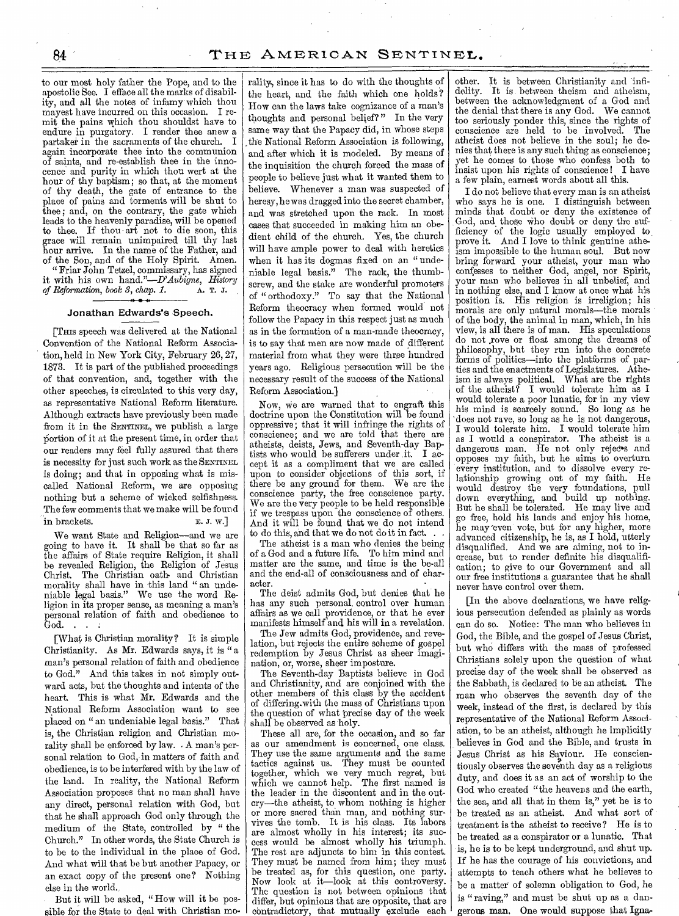to our most holy father the Pope, and to the apostolic See. I efface all the marks of disability, and all the notes of infamy which thou mayest have incurred on this occasion. I remit the pains which thou shouldst have to endure in purgatory. I render thee anew a partaker in the sacraments of the church. I again incorporate thee into the communion of saints, and re-establish thee in the innocence and purity in which thou wert at the hour of thy baptism; so that, at the moment of thy death, the gate of entrance to the place of pains and torments will be shut to thee; and, on the contrary, the gate which leads to the heavenly paradise, will be opened to thee. If thou art not to die soon, this grace will remain unimpaired till thy last hour arrive. In the name of the Father, and of the Son, and of the Holy Spirit. Amen.

"Friar John Tetzel, commissary, has signed it with his own hand."—*D'Aubigne, History of Reformation, book 3, chap. 1.* A. T. J.

## Jonathan Edwards's Speech.

[THIS speech was delivered at the National Convention of the National Reform Association, held in New York City, February 26, 27, 1873. It is part of the published proceedings of that convention, and, together with the other speeches, is circulated to this very day, as representative National Reform literature. Although extracts have previously been made from it in the SENTINEL, we publish a large portion of it at the present time, in order that our readers may feel fully assured that there is necessity for just such work as the SENTINEL is doing; and that in opposing what is miscalled National Reform, we are opposing nothing but a scheme of wicked selfishness. The few comments that we make will be found in brackets. E. J. W.]

We want State and Religion—and we are going to have it. It shall be that so far as the affairs of State require Religion, it shall be revealed Religion, the Religion of Jesus Christ. The Christian oath and Christian morality shall have in this land "an undeniable legal basis." We use the word Religion in its proper sense, as meaning a man's personal relation of faith and obedience to God. . . .

[What is Christian morality? It is simple Christianity. As Mr. Edwards says, it is "a man's personal relation of faith and obedience to God." And this takes in not simply outward acts, but the thoughts and intents of the heart. This is what Mr. Edwards and the National Reform Association want to see placed on "an undeniable legal basis." That is, the Christian religion and Christian morality shall be enforced by law. A man's personal relation to God, in matters of faith and obedience, is to be interfered with by the law of the land. In reality, the National Reform Association proposes that no man shall have any direct, personal relation with God, but that he shall approach God only through the medium of the State, controlled by "the Church." In other words, the State Church is to be to the individual in the place of God. And what will that be but another Papacy, or an exact copy of the present one? Nothing else in the world.

But it will be asked, "How will it be possible for the State to deal with Christian morality, since it has to do with the thoughts of the heart, and the faith which one holds? How can the laws take cognizance of a man's thoughts and personal belief?" In the very same way that the Papacy did, in whose steps the National Reform Association is following, and after which it is modeled. By means of the inquisition the church forced the mass of people to believe just what it wanted them to believe. Whenever a man was suspected of heresy, he was dragged into the secret chamber, and was stretched upon the rack. In most cases that succeeded in making him an obedient child of the church. Yes, the church will have ample power to deal with heretics when it has its dogmas fixed on an "undeniable legal basis." The rack, the thumb-screw, and the stake are wonderful promoters of "orthodoxy." To say that the National Reform theocracy when formed would not follow the Papacy in this respect just as much as in the formation of a man-made theocracy, is to say that men are now made of different material from what they were three hundred years ago. Religious persecution will be the necessary result of the success of the National Reform Association.]

Now, we are warned that to engraft this doctrine upon the Constitution will be found oppressive; that it will infringe the rights of conscience; and we are told that there are atheists, deists, Jews, and Seventh-day Baptists who would be sufferers under it. I accept it as a compliment that we are called upon to consider objections of this sort, if there be any ground for them. We are the conscience party, the free conscience party. We are the very people to be held responsible if we trespass upon the conscience of others. And it will be found that we do not intend to do this, and that we do not do it in fact. . .

The atheist is a man who denies the being of a God and a future life. To him mind and matter are the same, and time is the be-all and the end-all of consciousness and of character.

The deist admits God, but denies that he has any such personal control over human affairs as we call providence, or that he ever manifests himself and his will in a revelation.

The Jew admits God, providence, and revelation, but rejects the entire scheme of gospel redemption by Jesus Christ as sheer imagination, or, worse, sheer imposture.

The Seventh-day Baptists believe in God and Christianity, and are conjoined with the other members of this class by the accident of differing with the mass of Christians upon the question of what precise day of the week shall be observed as holy.

These all are, for the occasion, and so far as our amendment is concerned, one class. They use the same arguments and the same tactics against us. They must be counted together, which we very much regret, but which we cannot help. The first named is the leader in the discontent and in the outcry—the atheist, to whom nothing is higher or more sacred than man, and nothing survives the tomb. It is his class. Its labors are almost wholly in his interest; its success would be almost wholly his triumph. The rest are adjuncts to him in this contest. They must be named from him; they must be treated as, for this question, one party. Now look at it—look at this controversy. The question is not between opinions that differ, but opinions that are opposite, that are contradictory, that mutually exclude each other. It is between Christianity and infidelity. It is between theism and atheism, between the acknowledgment of a God and the denial that there is any God. We cannot too seriously ponder this, since the rights of conscience are held to be involved. The atheist does not believe in the soul; he denies that there is any such thing as conscience; yet he comes to those who confess both to insist upon his rights of conscience! I have a few plain, earnest words about all this.

I do not believe that every man is an atheist who says he is one. I distinguish between minds that doubt or deny the existence of God, and those who doubt or deny the sufficiency of the logic usually employed to prove it. And I love to think genuine atheism impossible to the human soul. But now bring forward your atheist, your man who confesses to neither God, angel, nor Spirit, your man who believes in all unbelief, and in nothing else, and I know at once what his position is. His religion is irreligion; his morals are only natural morals—the morals of the body, the animal in man, which, in his view, is all there is of man. His speculations do not rove or float among the dreams of philosophy, but they run into the concrete forms of politics—into the platforms of parties and the enactments of Legislatures. Atheism is always political. What are the rights of the atheist? I would tolerate him as I would tolerate a poor lunatic, for in my view his mind is scarcely sound. So long as he does not rave, so long as he is not dangerous, I would tolerate him. I would tolerate him as I would a conspirator. The atheist is a dangerous man. He not only rejects and opposes my faith, but he aims to overturn every institution, and to dissolve every relationship growing out of my faith. He would destroy the very foundations, pull down everything, and build up nothing. But he shall be tolerated. He may live and go free, hold his lands and enjoy his home, he may even vote, but for any higher, more advanced citizenship, he is, as I hold, utterly disqualified. And we are aiming, not to increase, but to render definite his disqualification; to give to our Government and all our free institutions a guarantee that he shall never have control over them.

[In the above declarations, we have religious persecution defended as plainly as words can do so. Notice: The man who believes in God, the Bible, and the gospel of Jesus Christ, but who differs with the mass of professed Christians solely upon the question of what precise day of the week shall be observed as the Sabbath, is declared to be an atheist. The man who observes the seventh day of the week, instead of the first, is declared by this representative of the National Reform Association, to be an atheist, although he implicitly believes in God and the Bible, and trusts in Jesus Christ as his Saviour. He conscientiously observes the seventh day as a religious duty, and does it as an act of worship to the God who created "the heavens and the earth, the sea, and all that in them is," yet he is to be treated as an atheist. And what sort of treatment is the atheist to receive? He is to be treated as a conspirator or a lunatic. That is, he is to be kept underground, and shut up. If he has the courage of his convictions, and attempts to teach others what he believes to be a matter of solemn obligation to God, he is "raving," and must be shut up as a dangerous man. One would suppose that Igna-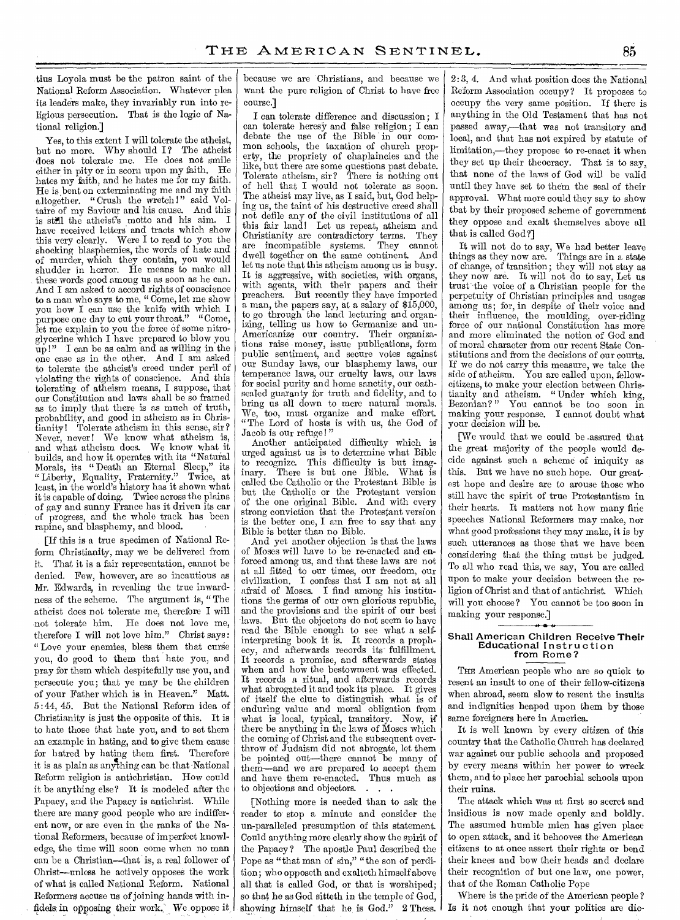tius Loyola must be the patron saint of the National Reform Association. Whatever plea its leaders make, they invariably run into religious persecution. That is the logic of National religion.]

Yes, to this extent I will tolerate the atheist, but no more. Why should I? The atheist does not tolerate me. He does not smile either in pity or in scorn upon my faith. He hates my faith, and he hates me for my faith. He is bent on exterminating me and my faith altogether. "Crush the wretch!" said Voltaire of my Saviour and his cause. And this is still the atheist's motto and his aim. I have received letters and tracts which show this very clearly. Were I to read to you the shocking blasphemies, the words of hate and of murder, which they contain, you would shudder in horror. He means to make all these words good among us as soon as he can. And I am asked to accord rights of conscience to a man who says to me, "Come, let me show you how I can use the knife with which I purpose one day to cut your throat." "Come, let me explain to you the force of some nitroglycerine which I have prepared to blow you up!" I can be as calm and as willing in the one case as in the other. And I am asked to tolerate the atheist's creed under peril of violating the rights of conscience. And this tolerating of atheism means, I suppose, that our Constitution and laws shall be so framed as to imply that there is as much of truth, probability, and good in atheism as in Christianity! Tolerate atheism in this sense, sir? Never, never! We know what atheism is, and what atheism does. We know what it builds, and how it operates with its "Natural Morals, its "Death an Eternal Sleep," its "Liberty, Equality, Fraternity." Twice, at least, in the world's history has it shown what it is capable of doing. Twice across the plains of gay and sunny France has it driven its car of progress, and the whole track has been rapine, and blasphemy, and blood.

[If this is a true specimen of National Reform Christianity, may we be delivered from it. That it is a fair representation, cannot be denied. Few, however, are so incautious as Mr. Edwards, in revealing the true inwardness of the scheme. The argument is, "The atheist does not tolerate me, therefore I will not tolerate him. He does not love me, therefore I will not love him." Christ says: "Love your enemies, bless them that curse you, do good to them that hate you, and pray for them which despitefully use you, and persecute you; that ye may be the children of your Father which is in Heaven." Matt. 5:44, 45. But the National Reform idea of Christianity is just the opposite of this. It is to hate those that hate you, and to set them an example in hating, and to give them cause for hatred by hating them first. Therefore it is as plain as anything can be that National Reform religion is antichristian. How could it be anything else? It is modeled after the Papacy, and the Papacy is antichrist. While there are many good people who are indifferent now, or are even in the ranks of the National Reformers, because of imperfect knowledge, the time will soon come when no man can be a Christian—that is, a real follower of Christ—unless he actively opposes the work of what is called National Reform. National Reformers accuse us of joining hands with infidels in opposing their work. We oppose it because we are Christians, and because we want the pure religion of Christ to have free course.]

I can tolerate difference and discussion; I can tolerate heresy and false religion; I can debate the use of the Bible in our common schools, the taxation of church property, the propriety of chaplaincies and the like, but there are some questions past debate. Tolerate atheism, sir? There is nothing out of hell that I would not tolerate as soon. The atheist may live, as I said, but, God helping us, the taint of his destructive creed shall not defile any of the civil institutions of all this fair land! Let us repeat, atheism and Christianity are contradictory terms. They are incompatible systems. They cannot dwell together on the same continent. And let us note that this atheism among us is busy. It is aggressive, with societies, with organs, with agents, with their papers and their preachers. But recently they have imported a man, the papers say, at a salary of $15,000, to go through the land lecturing and organizing, telling us how to Germanize and un-Americanize our country. Their organizations raise money, issue publications, form public sentiment, and secure votes against our Sunday laws, our blasphemy laws, our temperance laws, our cruelty laws, our laws for social purity and home sanctity, our oath-sealed guaranty for truth and fidelity, and to bring us all down to mere natural morals. We, too, must organize and make effort. "The Lord of hosts is with us, the God of Jacob is our refuge!"

Another anticipated difficulty which is urged against us is to determine what Bible to recognize. This difficulty is but imaginary. There is but one Bible. What is called the Catholic or the Protestant Bible is but the Catholic or the Protestant version of the one original Bible. And with every strong conviction that the Protestant version is the better one, I am free to say that any Bible is better than no Bible.

And yet another objection is that the laws of Moses will have to be re-enacted and enforced among us, and that these laws are not at all fitted to our times, our freedom, our civilization. I confess that I am not at all afraid of Moses. I find among his institutions the germs of our own glorious republic, and the provisions and the spirit of our best laws. But the objectors do not seem to have read the Bible enough to see what a self-interpreting book it is. It records a prophecy, and afterwards records its fulfillment. It records a promise, and afterwards states when and how the bestowment was effected. It records a ritual, and afterwards records what abrogated it and took its place. It gives of itself the clue to distinguish what is of enduring value and moral obligation from what is local, typical, transitory. Now, if there be anything in the laws of Moses which the coming of Christ and the subsequent overthrow of Judaism did not abrogate, let them be pointed out—there cannot be many of them—and we are prepared to accept them and have them re-enacted. Thus much as to objections and objectors. . . .

[Nothing more is needed than to ask the reader to stop a minute and consider the un-paralleled presumption of this statement. Could anything more clearly show the spirit of the Papacy? The apostle Paul described the Pope as "that man of sin," "the son of perdition; who opposeth and exalteth himself above all that is called God, or that is worshiped; so that he as God sitteth in the temple of God, showing himself that he is God." 2 Thess. 2:3, 4. And what position does the National Reform Association occupy? It proposes to occupy the very same position. If there is anything in the Old Testament that has not passed away,—that was not transitory and local, and that has not expired by statute of limitation,—they propose to re-enact it when they set up their theocracy. That is to say, that none of the laws of God will be valid until they have set to them the seal of their approval. What more could they say to show that by their proposed scheme of government they oppose and exalt themselves above all that is called God?]

It will not do to say, We had better leave things as they now are. Things are in a state of change, of transition; they will not stay as they now are. It will not do to say, Let us trust the voice of a Christian people for the perpetuity of Christian principles and usages among us; for, in despite of their voice and their influence, the moulding, over-riding force of our national Constitution has more and more eliminated the notion of God and of moral character from our recent State Constitutions and from the decisions of our courts. If we do not carry this measure, we take the side of atheism. You are called upon, fellow-citizens, to make your election between Christianity and atheism. "Under which king, Bezonian?" You cannot be too soon in making your response. I cannot doubt what your decision will be.

[We would that we could be assured that the great majority of the people would decide against such a scheme of iniquity as this. But we have no such hope. Our greatest hope and desire are to arouse those who still have the spirit of true Protestantism in their hearts. It matters not how many fine speeches National Reformers may make, nor what good professions they may make, it is by such utterances as those that we have been considering that the thing must be judged. To all who read this, we say, You are called upon to make your decision between the religion of Christ and that of antichrist. Which will you choose? You cannot be too soon in making your response.]

### Shall American Children Receive Their Educational Instruction from Rome?

THE American people who are so quick to resent an insult to one of their fellow-citizens when abroad, seem slow to resent the insults and indignities heaped upon them by those same foreigners here in America.

It is well known by every citizen of this country that the Catholic Church has declared war against our public schools and proposed by every means within her power to wreck them, and to place her parochial schools upon their ruins.

The attack which was at first so secret and insidious is now made openly and boldly. The assumed humble mien has given place to open attack, and it behooves the American citizens to at once assert their rights or bend their knees and bow their heads and declare their recognition of but one law, one power, that of the Roman Catholic Pope

Where is the pride of the American people? Is it not enough that your politics are dic-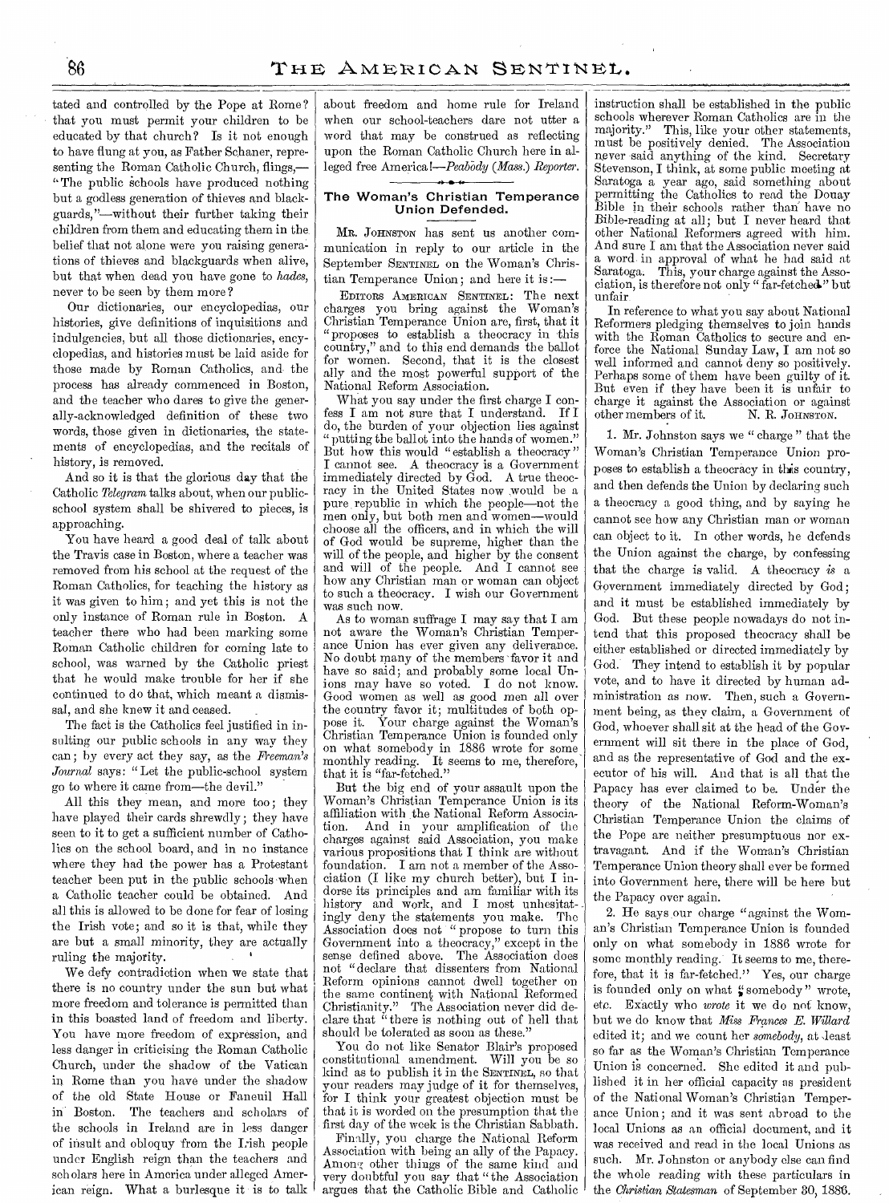tated and controlled by the Pope at Rome? that you must permit your children to be educated by that church? Is it not enough to have flung at you, as Father Schaner, representing the Roman Catholic Church, flings,—"The public schools have produced nothing but a godless generation of thieves and blackguards,"—without their further taking their children from them and educating them in the belief that not alone were you raising generations of thieves and blackguards when alive, but that when dead you have gone to *hades*, never to be seen by them more?

Our dictionaries, our encyclopedias, our histories, give definitions of inquisitions and indulgencies, but all those dictionaries, encyclopedias, and histories must be laid aside for those made by Roman Catholics, and the process has already commenced in Boston, and the teacher who dares to give the generally-acknowledged definition of these two words, those given in dictionaries, the statements of encyclopedias, and the recitals of history, is removed.

And so it is that the glorious day that the Catholic *Telegram* talks about, when our public-school system shall be shivered to pieces, is approaching.

You have heard a good deal of talk about the Travis case in Boston, where a teacher was removed from his school at the request of the Roman Catholics, for teaching the history as it was given to him; and yet this is not the only instance of Roman rule in Boston. A teacher there who had been marking some Roman Catholic children for coming late to school, was warned by the Catholic priest that he would make trouble for her if she continued to do that, which meant a dismissal, and she knew it and ceased.

The fact is the Catholics feel justified in insulting our public schools in any way they can; by every act they say, as the *Freeman's Journal* says: "Let the public-school system go to where it came from—the devil."

All this they mean, and more too; they have played their cards shrewdly; they have seen to it to get a sufficient number of Catholics on the school board, and in no instance where they had the power has a Protestant teacher been put in the public schools when a Catholic teacher could be obtained. And all this is allowed to be done for fear of losing the Irish vote; and so it is that, while they are but a small minority, they are actually ruling the majority.

We defy contradiction when we state that there is no country under the sun but what more freedom and tolerance is permitted than in this boasted land of freedom and liberty. You have more freedom of expression, and less danger in criticising the Roman Catholic Church, under the shadow of the Vatican in Rome than you have under the shadow of the old State House or Faneuil Hall in Boston. The teachers and scholars of the schools in Ireland are in less danger of insult and obloquy from the Irish people under English reign than the teachers and scholars here in America under alleged American reign. What a burlesque it is to talk about freedom and home rule for Ireland when our school-teachers dare not utter a word that may be construed as reflecting upon the Roman Catholic Church here in alleged free America!—*Peabody (Mass.) Reporter.*

## The Woman's Christian Temperance Union Defended.

MR. JOHNSTON has sent us another communication in reply to our article in the September SENTINEL on the Woman's Christian Temperance Union; and here it is:—

EDITORS AMERICAN SENTINEL: The next charges you bring against the Woman's Christian Temperance Union are, first, that it "proposes to establish a theocracy in this country," and to this end demands the ballot for women. Second, that it is the closest ally and the most powerful support of the National Reform Association.

What you say under the first charge I confess I am not sure that I understand. If I do, the burden of your objection lies against "putting the ballot into the hands of women." But how this would "establish a theocracy" I cannot see. A theocracy is a Government immediately directed by God. A true theocracy in the United States now would be a pure republic in which the people—not the men only, but both men and women—would choose all the officers, and in which the will of God would be supreme, higher than the will of the people, and higher by the consent and will of the people. And I cannot see how any Christian man or woman can object to such a theocracy. I wish our Government was such now.

As to woman suffrage I may say that I am not aware the Woman's Christian Temperance Union has ever given any deliverance. No doubt many of the members favor it and have so said; and probably some local Unions may have so voted. I do not know. Good women as well as good men all over the country favor it; multitudes of both oppose it. Your charge against the Woman's Christian Temperance Union is founded only on what somebody in 1886 wrote for some monthly reading. It seems to me, therefore, that it is "far-fetched."

But the big end of your assault upon the Woman's Christian Temperance Union is its affiliation with the National Reform Association. And in your amplification of the charges against said Association, you make various propositions that I think are without foundation. I am not a member of the Association (I like my church better), but I indorse its principles and am familiar with its history and work, and I most unhesitatingly deny the statements you make. The Association does not "propose to turn this Government into a theocracy," except in the sense defined above. The Association does not "declare that dissenters from National Reform opinions cannot dwell together on the same continent with National Reformed Christianity." The Association never did declare that "there is nothing out of hell that should be tolerated as soon as these."

You do not like Senator Blair's proposed constitutional amendment. Will you be so kind as to publish it in the SENTINEL, so that your readers may judge of it for themselves, for I think your greatest objection must be that it is worded on the presumption that the first day of the week is the Christian Sabbath.

Finally, you charge the National Reform Association with being an ally of the Papacy. Among other things of the same kind and very doubtful you say that "the Association argues that the Catholic Bible and Catholic instruction shall be established in the public schools wherever Roman Catholics are in the majority." This, like your other statements, must be positively denied. The Association never said anything of the kind. Secretary Stevenson, I think, at some public meeting at Saratoga a year ago, said something about permitting the Catholics to read the Douay Bible in their schools rather than have no Bible-reading at all; but I never heard that other National Reformers agreed with him. And sure I am that the Association never said a word in approval of what he had said at Saratoga. This, your charge against the Association, is therefore not only "far-fetched" but unfair.

In reference to what you say about National Reformers pledging themselves to join hands with the Roman Catholics to secure and enforce the National Sunday Law, I am not so well informed and cannot deny so positively. Perhaps some of them have been guilty of it. But even if they have been it is unfair to charge it against the Association or against other members of it.

N. R. JOHNSTON.

1. Mr. Johnston says we "charge" that the Woman's Christian Temperance Union proposes to establish a theocracy in this country, and then defends the Union by declaring such a theocracy a good thing, and by saying he cannot see how any Christian man or woman can object to it. In other words, he defends the Union against the charge, by confessing that the charge is valid. A theocracy *is* a Government immediately directed by God; and it must be established immediately by God. But these people nowadays do not intend that this proposed theocracy shall be either established or directed immediately by God. They intend to establish it by popular vote, and to have it directed by human administration as now. Then, such a Government being, as they claim, a Government of God, whoever shall sit at the head of the Government will sit there in the place of God, and as the representative of God and the executor of his will. And that is all that the Papacy has ever claimed to be. Under the theory of the National Reform-Woman's Christian Temperance Union the claims of the Pope are neither presumptuous nor extravagant. And if the Woman's Christian Temperance Union theory shall ever be formed into Government here, there will be here but the Papacy over again.

2. He says our charge "against the Woman's Christian Temperance Union is founded only on what somebody in 1886 wrote for some monthly reading. It seems to me, therefore, that it is far-fetched." Yes, our charge is founded only on what "somebody" wrote, etc. Exactly who *wrote* it we do not know, but we do know that *Miss Frances E. Willard* edited it; and we count her *somebody*, at least so far as the Woman's Christian Temperance Union is concerned. She edited it and published it in her official capacity as president of the National Woman's Christian Temperance Union; and it was sent abroad to the local Unions as an official document, and it was received and read in the local Unions as such. Mr. Johnston or anybody else can find the whole reading with these particulars in the *Christian Statesman* of September 30, 1886.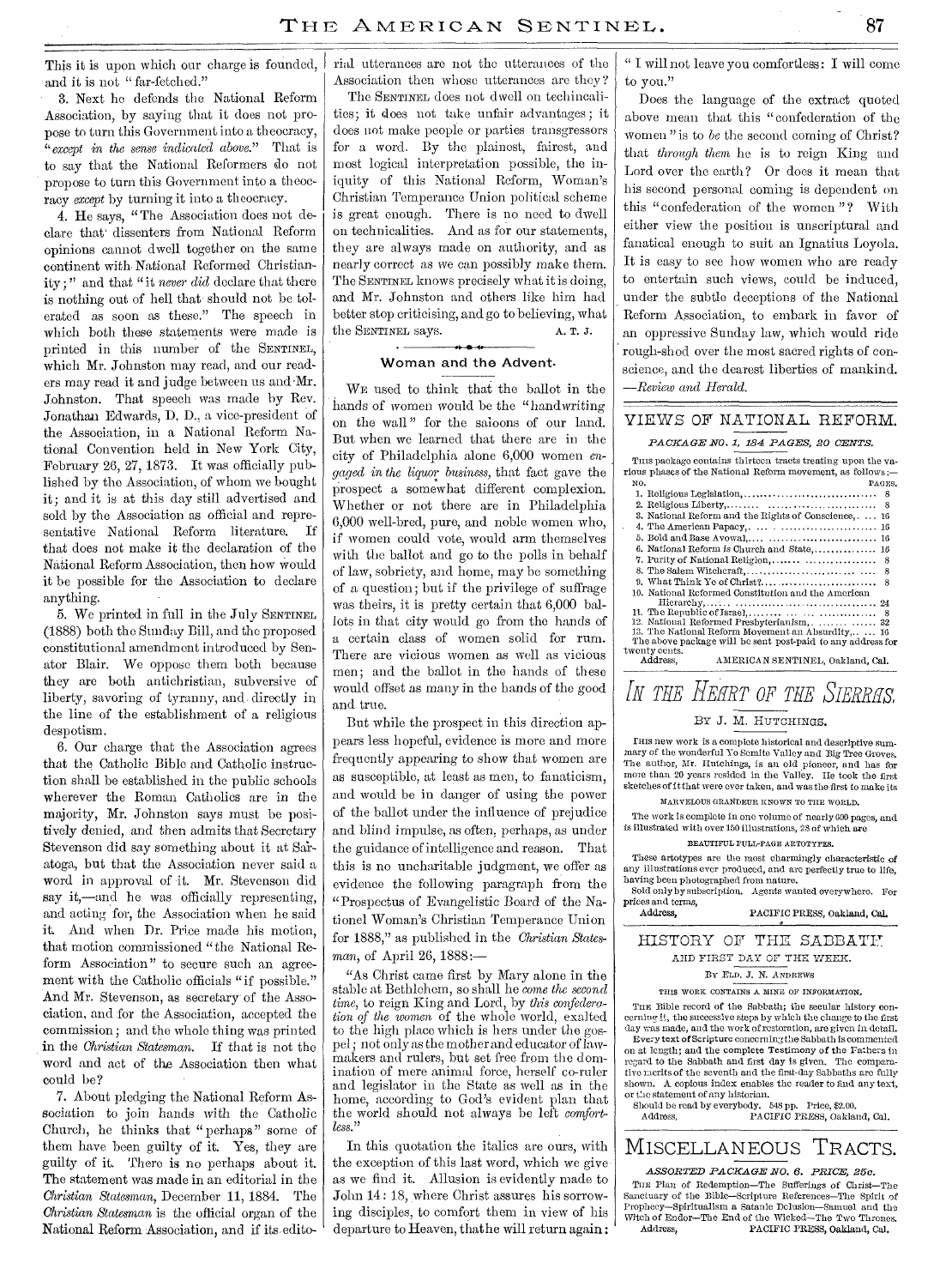This it is upon which our charge is founded, and it is not "far-fetched."

3. Next he defends the National Reform Association, by saying that it does not propose to turn this Government into a theocracy, "*except in the sense indicated above.*" That is to say that the National Reformers do not propose to turn this Government into a theocracy *except* by turning it into a theocracy.

4. He says, "The Association does not declare that dissenters from National Reform opinions cannot dwell together on the same continent with National Reformed Christianity;" and that "it *never did* declare that there is nothing out of hell that should not be tolerated as soon as these." The speech in which both these statements were made is printed in this number of the SENTINEL, which Mr. Johnston may read, and our readers may read it and judge between us and Mr. Johnston. That speech was made by Rev. Jonathan Edwards, D. D., a vice-president of the Association, in a National Reform National Convention held in New York City, February 26, 27, 1873. It was officially published by the Association, of whom we bought it; and it is at this day still advertised and sold by the Association as official and representative National Reform literature. If that does not make it the declaration of the National Reform Association, then how would it be possible for the Association to declare anything.

5. We printed in full in the July SENTINEL (1888) both the Sunday Bill, and the proposed constitutional amendment introduced by Senator Blair. We oppose them both because they are both antichristian, subversive of liberty, savoring of tyranny, and directly in the line of the establishment of a religious despotism.

6. Our charge that the Association agrees that the Catholic Bible and Catholic instruction shall be established in the public schools wherever the Roman Catholics are in the majority, Mr. Johnston says must be positively denied, and then admits that Secretary Stevenson did say something about it at Saratoga, but that the Association never said a word in approval of it. Mr. Stevenson did say it,—and he was officially representing, and acting for, the Association when he said it. And when Dr. Price made his motion, that motion commissioned "the National Reform Association" to secure such an agreement with the Catholic officials "if possible." And Mr. Stevenson, as secretary of the Association, and for the Association, accepted the commission; and the whole thing was printed in the *Christian Statesman*. If that is not the word and act of the Association then what could be?

7. About pledging the National Reform Association to join hands with the Catholic Church, he thinks that "perhaps" some of them have been guilty of it. Yes, they are guilty of it. There is no perhaps about it. The statement was made in an editorial in the *Christian Statesman*, December 11, 1884. The *Christian Statesman* is the official organ of the National Reform Association, and if its editorial utterances are not the utterances of the Association then whose utterances are they?

The SENTINEL does not dwell on technicalities; it does not take unfair advantages; it does not make people or parties transgressors for a word. By the plainest, fairest, and most logical interpretation possible, the iniquity of this National Reform, Woman's Christian Temperance Union political scheme is great enough. There is no need to dwell on technicalities. And as for our statements, they are always made on authority, and as nearly correct as we can possibly make them. The SENTINEL knows precisely what it is doing, and Mr. Johnston and others like him had better stop criticising, and go to believing, what the SENTINEL says.

A. T. J.

## Woman and the Advent.

WE used to think that the ballot in the hands of women would be the "handwriting on the wall" for the saloons of our land. But when we learned that there are in the city of Philadelphia alone 6,000 women *engaged in the liquor business*, that fact gave the prospect a somewhat different complexion. Whether or not there are in Philadelphia 6,000 well-bred, pure, and noble women who, if women could vote, would arm themselves with the ballot and go to the polls in behalf of law, sobriety, and home, may be something of a question; but if the privilege of suffrage was theirs, it is pretty certain that 6,000 ballots in that city would go from the hands of a certain class of women solid for rum. There are vicious women as well as vicious men; and the ballot in the hands of these would offset as many in the hands of the good and true.

But while the prospect in this direction appears less hopeful, evidence is more and more frequently appearing to show that women are as susceptible, at least as men, to fanaticism, and would be in danger of using the power of the ballot under the influence of prejudice and blind impulse, as often, perhaps, as under the guidance of intelligence and reason. That this is no uncharitable judgment, we offer as evidence the following paragraph from the "Prospectus of Evangelistic Board of the National Woman's Christian Temperance Union for 1888," as published in the *Christian Statesman*, of April 26, 1888:—

"As Christ came first by Mary alone in the stable at Bethlehem, so shall he *come the second time*, to reign King and Lord, by *this confederation of the women* of the whole world, exalted to the high place which is hers under the gospel; not only as the mother and educator of lawmakers and rulers, but set free from the domination of mere animal force, herself co-ruler and legislator in the State as well as in the home, according to God's evident plan that the world should not always be left *comfortless*."

In this quotation the italics are ours, with the exception of this last word, which we give as we find it. Allusion is evidently made to John 14: 18, where Christ assures his sorrowing disciples, to comfort them in view of his departure to Heaven, that he will return again: "I will not leave you comfortless: I will come to you."

Does the language of the extract quoted above mean that this "confederation of the women" is to *be* the second coming of Christ? that *through them* he is to reign King and Lord over the earth? Or does it mean that his second personal coming is dependent on this "confederation of the women"? With either view the position is unscriptural and fanatical enough to suit an Ignatius Loyola. It is easy to see how women who are ready to entertain such views, could be induced, under the subtle deceptions of the National Reform Association, to embark in favor of an oppressive Sunday law, which would ride rough-shod over the most sacred rights of conscience, and the dearest liberties of mankind.—*Review and Herald*.

## VIEWS OF NATIONAL REFORM.

*PACKAGE NO. 1, 184 PAGES, 20 CENTS.*

THIS package contains thirteen tracts treating upon the various phases of the National Reform movement, as follows:—

| NO. | | PAGES. |
|---|---|---|
| 1. | Religious Legislation, | 8 |
| 2. | Religious Liberty, | 8 |
| 3. | National Reform and the Rights of Conscience, | 16 |
| 4. | The American Papacy, | 16 |
| 5. | Bold and Base Avowal, | 16 |
| 6. | National Reform is Church and State, | 16 |
| 7. | Purity of National Religion, | 8 |
| 8. | The Salem Witchcraft, | 8 |
| 9. | What Think Ye of Christ? | 8 |
| 10. | National Reformed Constitution and the American Hierarchy, | 24 |
| 11. | The Republic of Israel, | 8 |
| 12. | National Reformed Presbyterianism, | 32 |
| 13. | The National Reform Movement an Absurdity, | 16 |

The above package will be sent post-paid to any address for twenty cents.
Address, AMERICAN SENTINEL, Oakland, Cal.

## *IN THE HEART OF THE SIERRAS.*

BY J. M. HUTCHINGS.

THIS new work is a complete historical and descriptive summary of the wonderful Yo Semite Valley and Big Tree Groves. The author, Mr. Hutchings, is an old pioneer, and has for more than 20 years resided in the Valley. He took the first sketches of it that were ever taken, and was the first to make its

MARVELOUS GRANDEUR KNOWN TO THE WORLD.

The work is complete in one volume of nearly 600 pages, and is illustrated with over 150 illustrations, 28 of which are

BEAUTIFUL FULL-PAGE ARTOTYPES.

These artotypes are the most charmingly characteristic of any illustrations ever produced, and are perfectly true to life, having been photographed from nature.

Sold only by subscription. Agents wanted everywhere. For prices and terms,
Address, PACIFIC PRESS, Oakland, Cal.

## HISTORY OF THE SABBATH

AND FIRST DAY OF THE WEEK.

BY ELD. J. N. ANDREWS

THIS WORK CONTAINS A MINE OF INFORMATION.

THE Bible record of the Sabbath; the secular history concerning it, the successive steps by which the change to the first day was made, and the work of restoration, are given in detail.

Every text of Scripture concerning the Sabbath is commented on at length; and the complete Testimony of the Fathers in regard to the Sabbath and first day is given. The comparative merits of the seventh and the first-day Sabbaths are fully shown. A copious index enables the reader to find any text, or the statement of any historian.

Should be read by everybody. 548 pp. Price, $2.00.
Address, PACIFIC PRESS, Oakland, Cal.

## MISCELLANEOUS TRACTS.

*ASSORTED PACKAGE NO. 6. PRICE, 25c.*

THE Plan of Redemption—The Sufferings of Christ—The Sanctuary of the Bible—Scripture References—The Spirit of Prophecy—Spiritualism a Satanic Delusion—Samuel and the Witch of Endor—The End of the Wicked—The Two Thrones.
Address, PACIFIC PRESS, Oakland, Cal.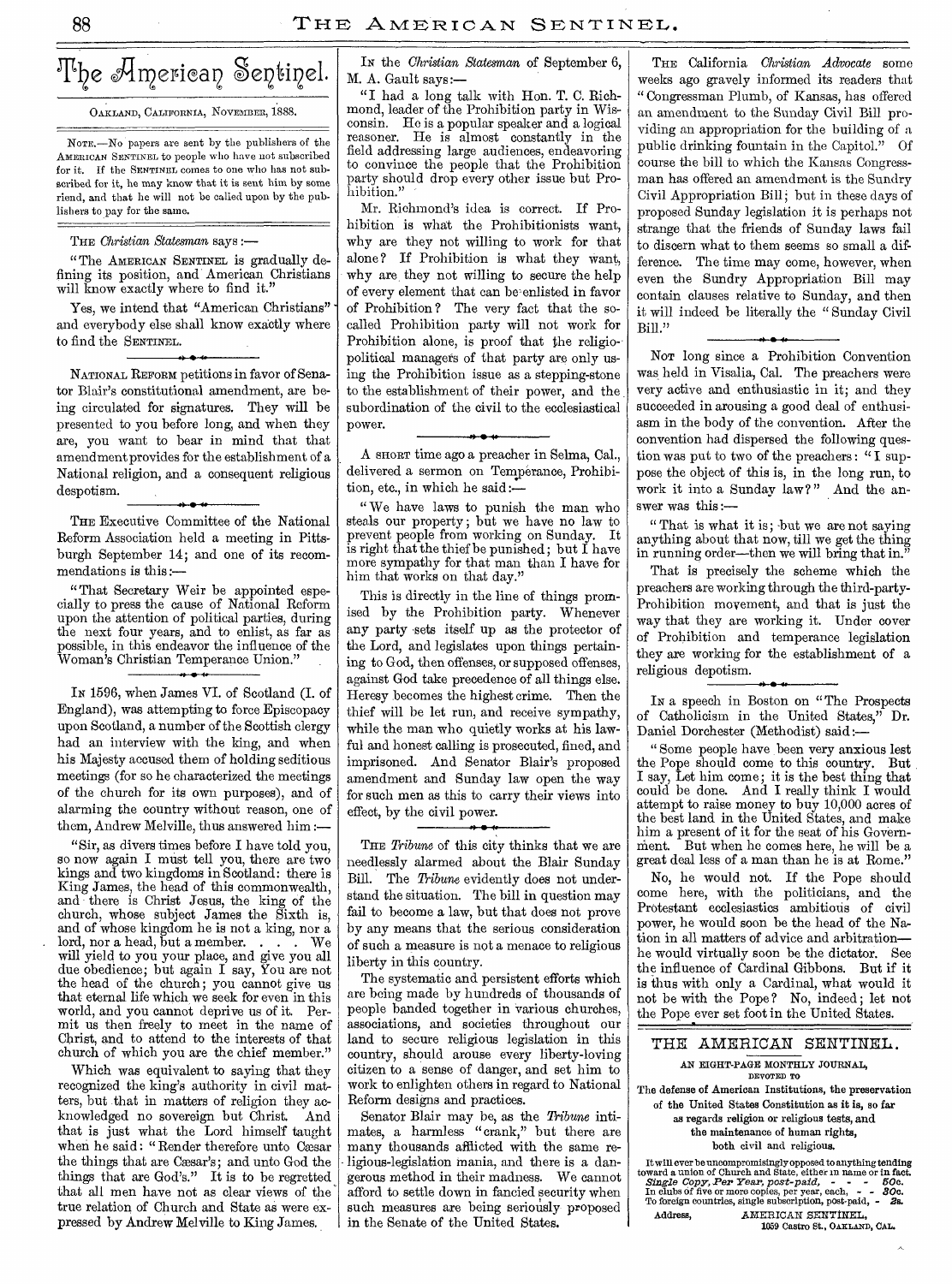# The American Sentinel.

OAKLAND, CALIFORNIA, NOVEMBER, 1888.

NOTE.—No papers are sent by the publishers of the AMERICAN SENTINEL to people who have not subscribed for it. If the SENTINEL comes to one who has not subscribed for it, he may know that it is sent him by some friend, and that he will not be called upon by the publishers to pay for the same.

THE *Christian Statesman* says:—

"The AMERICAN SENTINEL is gradually defining its position, and American Christians will know exactly where to find it."

Yes, we intend that "American Christians" and everybody else shall know exactly where to find the SENTINEL.

NATIONAL REFORM petitions in favor of Senator Blair's constitutional amendment, are being circulated for signatures. They will be presented to you before long, and when they are, you want to bear in mind that that amendment provides for the establishment of a National religion, and a consequent religious despotism.

THE Executive Committee of the National Reform Association held a meeting in Pittsburgh September 14; and one of its recommendations is this:—

"That Secretary Weir be appointed especially to press the cause of National Reform upon the attention of political parties, during the next four years, and to enlist, as far as possible, in this endeavor the influence of the Woman's Christian Temperance Union."

IN 1596, when James VI. of Scotland (I. of England), was attempting to force Episcopacy upon Scotland, a number of the Scottish clergy had an interview with the king, and when his Majesty accused them of holding seditious meetings (for so he characterized the meetings of the church for its own purposes), and of alarming the country without reason, one of them, Andrew Melville, thus answered him:—

"Sir, as divers times before I have told you, so now again I must tell you, there are two kings and two kingdoms in Scotland: there is King James, the head of this commonwealth, and there is Christ Jesus, the king of the church, whose subject James the Sixth is, and of whose kingdom he is not a king, nor a lord, nor a head, but a member. . . . We will yield to you your place, and give you all due obedience; but again I say, You are not the head of the church; you cannot give us that eternal life which we seek for even in this world, and you cannot deprive us of it. Permit us then freely to meet in the name of Christ, and to attend to the interests of that church of which you are the chief member."

Which was equivalent to saying that they recognized the king's authority in civil matters, but that in matters of religion they acknowledged no sovereign but Christ. And that is just what the Lord himself taught when he said: "Render therefore unto Cæsar the things that are Cæsar's; and unto God the things that are God's." It is to be regretted that all men have not as clear views of the true relation of Church and State as were expressed by Andrew Melville to King James.

IN the *Christian Statesman* of September 6, M. A. Gault says:—

"I had a long talk with Hon. T. C. Richmond, leader of the Prohibition party in Wisconsin. He is a popular speaker and a logical reasoner. He is almost constantly in the field addressing large audiences, endeavoring to convince the people that the Prohibition party should drop every other issue but Prohibition."

Mr. Richmond's idea is correct. If Prohibition is what the Prohibitionists want, why are they not willing to work for that alone? If Prohibition is what they want, why are they not willing to secure the help of every element that can be enlisted in favor of Prohibition? The very fact that the so-called Prohibition party will not work for Prohibition alone, is proof that the religio-political managers of that party are only using the Prohibition issue as a stepping-stone to the establishment of their power, and the subordination of the civil to the ecclesiastical power.

A SHORT time ago a preacher in Selma, Cal., delivered a sermon on Temperance, Prohibition, etc., in which he said:—

"We have laws to punish the man who steals our property; but we have no law to prevent people from working on Sunday. It is right that the thief be punished; but I have more sympathy for that man than I have for him that works on that day."

This is directly in the line of things promised by the Prohibition party. Whenever any party sets itself up as the protector of the Lord, and legislates upon things pertaining to God, then offenses, or supposed offenses, against God take precedence of all things else. Heresy becomes the highest crime. Then the thief will be let run, and receive sympathy, while the man who quietly works at his lawful and honest calling is prosecuted, fined, and imprisoned. And Senator Blair's proposed amendment and Sunday law open the way for such men as this to carry their views into effect, by the civil power.

THE *Tribune* of this city thinks that we are needlessly alarmed about the Blair Sunday Bill. The *Tribune* evidently does not understand the situation. The bill in question may fail to become a law, but that does not prove by any means that the serious consideration of such a measure is not a menace to religious liberty in this country.

The systematic and persistent efforts which are being made by hundreds of thousands of people banded together in various churches, associations, and societies throughout our land to secure religious legislation in this country, should arouse every liberty-loving citizen to a sense of danger, and set him to work to enlighten others in regard to National Reform designs and practices.

Senator Blair may be, as the *Tribune* intimates, a harmless "crank," but there are many thousands afflicted with the same religious-legislation mania, and there is a dangerous method in their madness. We cannot afford to settle down in fancied security when such measures are being seriously proposed in the Senate of the United States.

THE California *Christian Advocate* some weeks ago gravely informed its readers that "Congressman Plumb, of Kansas, has offered an amendment to the Sunday Civil Bill providing an appropriation for the building of a public drinking fountain in the Capitol." Of course the bill to which the Kansas Congressman has offered an amendment is the Sundry Civil Appropriation Bill; but in these days of proposed Sunday legislation it is perhaps not strange that the friends of Sunday laws fail to discern what to them seems so small a difference. The time may come, however, when even the Sundry Appropriation Bill may contain clauses relative to Sunday, and then it will indeed be literally the "Sunday Civil Bill."

NOT long since a Prohibition Convention was held in Visalia, Cal. The preachers were very active and enthusiastic in it; and they succeeded in arousing a good deal of enthusiasm in the body of the convention. After the convention had dispersed the following question was put to two of the preachers: "I suppose the object of this is, in the long run, to work it into a Sunday law?" And the answer was this:—

"That is what it is; but we are not saying anything about that now, till we get the thing in running order—then we will bring that in."

That is precisely the scheme which the preachers are working through the third-party-Prohibition movement, and that is just the way that they are working it. Under cover of Prohibition and temperance legislation they are working for the establishment of a religious despotism.

IN a speech in Boston on "The Prospects of Catholicism in the United States," Dr. Daniel Dorchester (Methodist) said:—

"Some people have been very anxious lest the Pope should come to this country. But I say, Let him come; it is the best thing that could be done. And I really think I would attempt to raise money to buy 10,000 acres of the best land in the United States, and make him a present of it for the seat of his Government. But when he comes here, he will be a great deal less of a man than he is at Rome."

No, he would not. If the Pope should come here, with the politicians, and the Protestant ecclesiastics ambitious of civil power, he would soon be the head of the Nation in all matters of advice and arbitration—he would virtually soon be the dictator. See the influence of Cardinal Gibbons. But if it is thus with only a Cardinal, what would it not be with the Pope? No, indeed; let not the Pope ever set foot in the United States.

## THE AMERICAN SENTINEL.

AN EIGHT-PAGE MONTHLY JOURNAL, DEVOTED TO

The defense of American Institutions, the preservation of the United States Constitution as it is, so far as regards religion or religious tests, and the maintenance of human rights, both civil and religious.

It will ever be uncompromisingly opposed to anything tending toward a union of Church and State, either in name or in fact.

*Single Copy, Per Year, post-paid,* - - - 50c.
In clubs of five or more copies, per year, each, - - 30c.
To foreign countries, single subscription, post-paid, - 2s.

Address, AMERICAN SENTINEL,
1059 Castro St., OAKLAND, CAL.